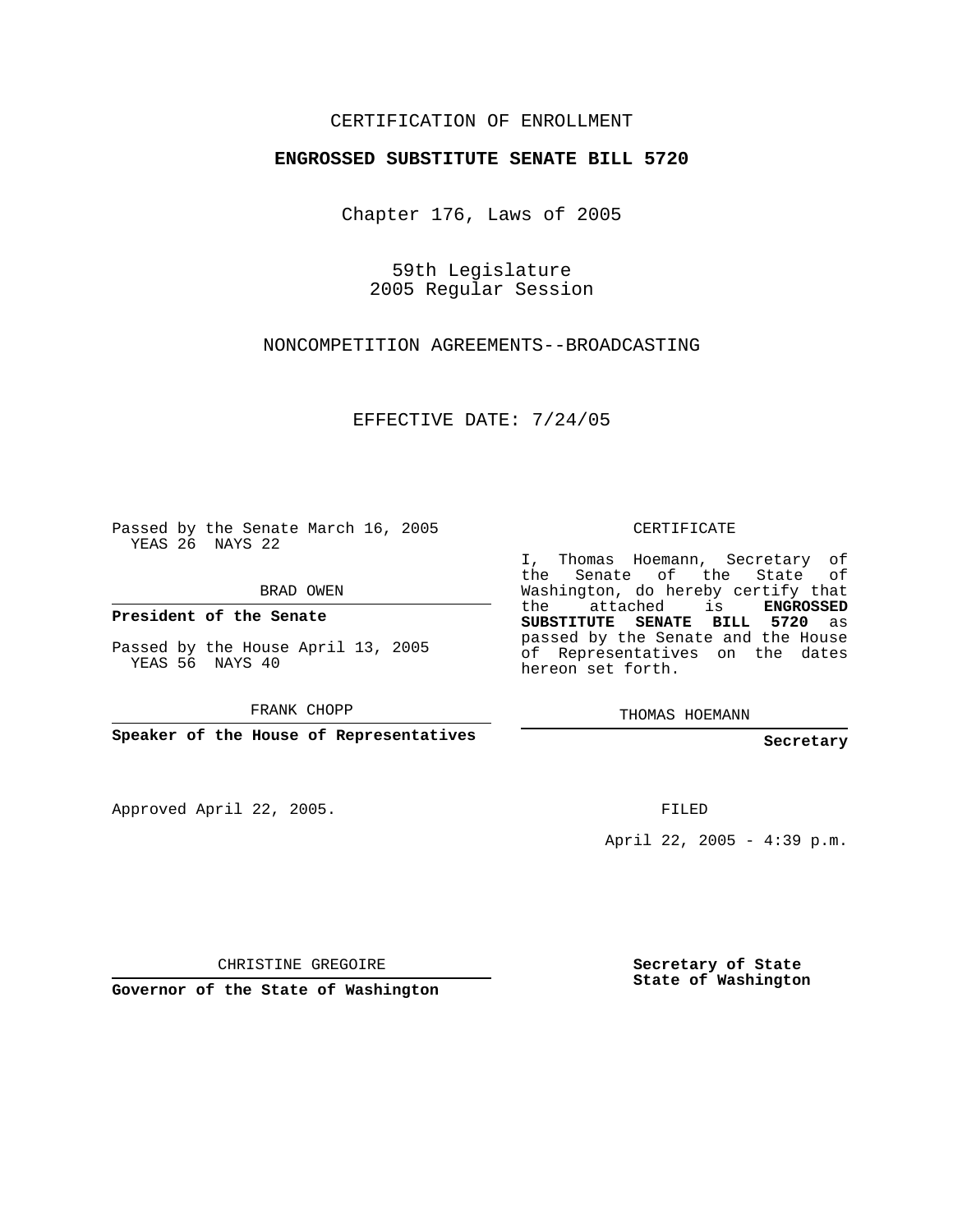CERTIFICATION OF ENROLLMENT

**ENGROSSED SUBSTITUTE SENATE BILL 5720**

Chapter 176, Laws of 2005

59th Legislature
2005 Regular Session

NONCOMPETITION AGREEMENTS--BROADCASTING

EFFECTIVE DATE: 7/24/05

Passed by the Senate March 16, 2005
YEAS 26 NAYS 22

BRAD OWEN

**President of the Senate**

Passed by the House April 13, 2005
YEAS 56 NAYS 40

FRANK CHOPP

**Speaker of the House of Representatives**

Approved April 22, 2005.

CHRISTINE GREGOIRE

**Governor of the State of Washington**

CERTIFICATE

I, Thomas Hoemann, Secretary of the Senate of the State of Washington, do hereby certify that the attached is **ENGROSSED SUBSTITUTE SENATE BILL 5720** as passed by the Senate and the House of Representatives on the dates hereon set forth.

THOMAS HOEMANN

**Secretary**

FILED

April 22, 2005 - 4:39 p.m.

**Secretary of State**
**State of Washington**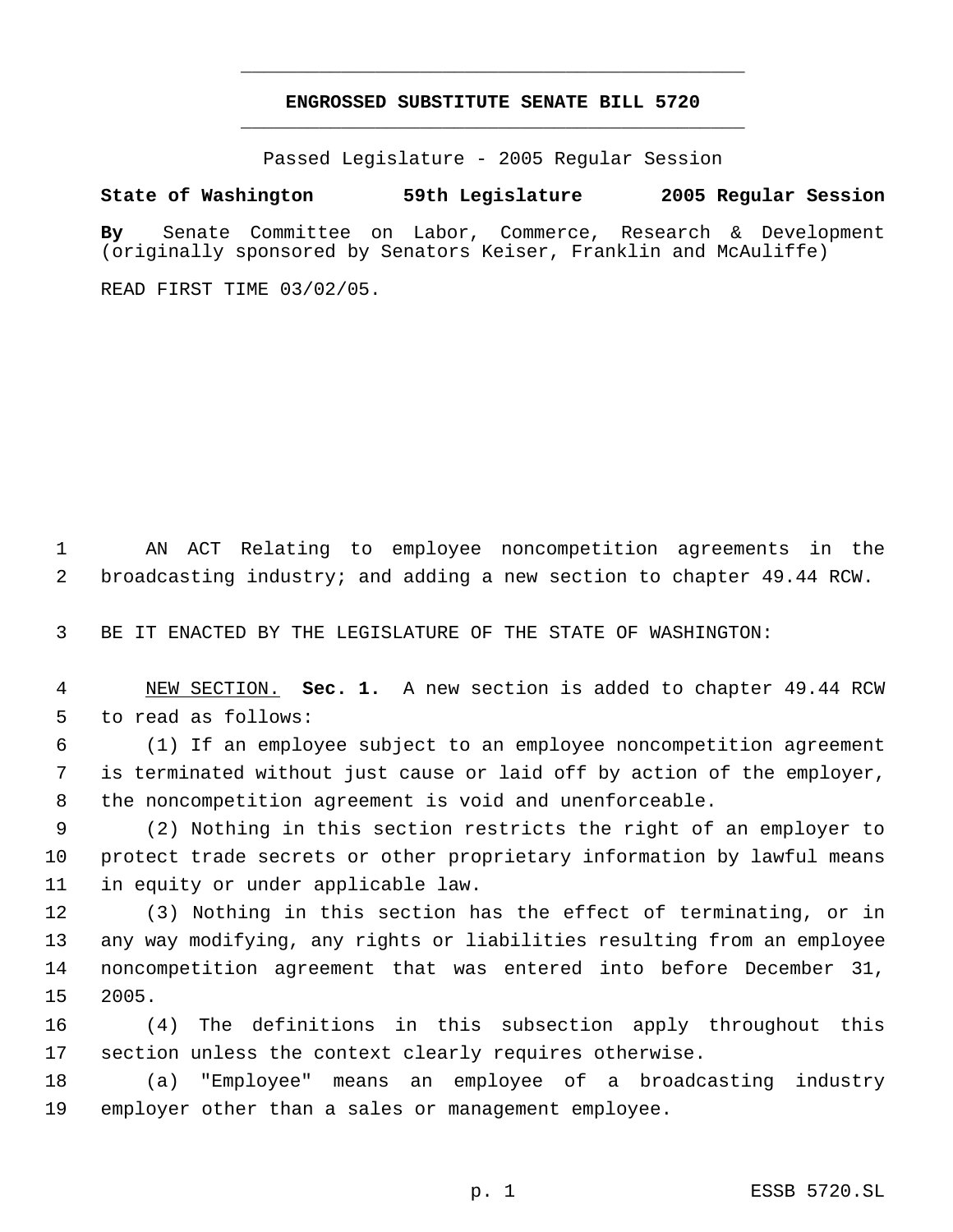# ENGROSSED SUBSTITUTE SENATE BILL 5720

Passed Legislature - 2005 Regular Session

**State of Washington 59th Legislature 2005 Regular Session**

**By** Senate Committee on Labor, Commerce, Research & Development (originally sponsored by Senators Keiser, Franklin and McAuliffe)

READ FIRST TIME 03/02/05.

AN ACT Relating to employee noncompetition agreements in the broadcasting industry; and adding a new section to chapter 49.44 RCW.

BE IT ENACTED BY THE LEGISLATURE OF THE STATE OF WASHINGTON:

NEW SECTION. **Sec. 1.** A new section is added to chapter 49.44 RCW to read as follows:

(1) If an employee subject to an employee noncompetition agreement is terminated without just cause or laid off by action of the employer, the noncompetition agreement is void and unenforceable.

(2) Nothing in this section restricts the right of an employer to protect trade secrets or other proprietary information by lawful means in equity or under applicable law.

(3) Nothing in this section has the effect of terminating, or in any way modifying, any rights or liabilities resulting from an employee noncompetition agreement that was entered into before December 31, 2005.

(4) The definitions in this subsection apply throughout this section unless the context clearly requires otherwise.

(a) "Employee" means an employee of a broadcasting industry employer other than a sales or management employee.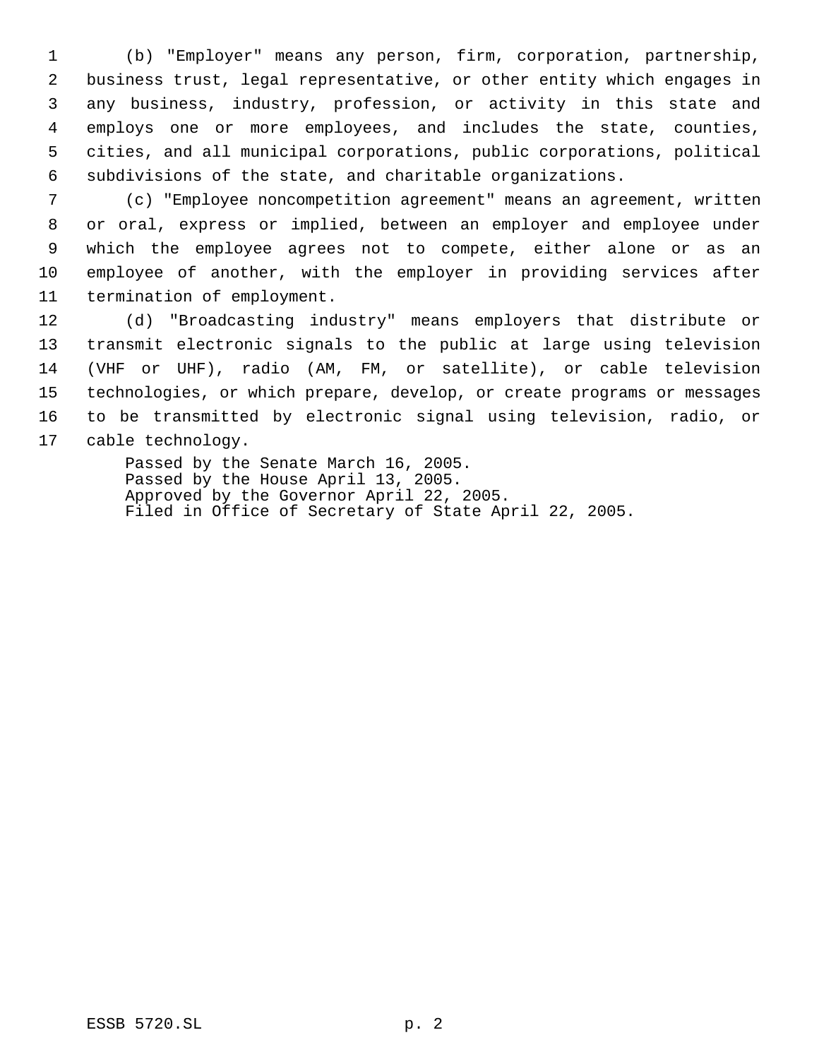(b) "Employer" means any person, firm, corporation, partnership, business trust, legal representative, or other entity which engages in any business, industry, profession, or activity in this state and employs one or more employees, and includes the state, counties, cities, and all municipal corporations, public corporations, political subdivisions of the state, and charitable organizations.

(c) "Employee noncompetition agreement" means an agreement, written or oral, express or implied, between an employer and employee under which the employee agrees not to compete, either alone or as an employee of another, with the employer in providing services after termination of employment.

(d) "Broadcasting industry" means employers that distribute or transmit electronic signals to the public at large using television (VHF or UHF), radio (AM, FM, or satellite), or cable television technologies, or which prepare, develop, or create programs or messages to be transmitted by electronic signal using television, radio, or cable technology.

Passed by the Senate March 16, 2005.
Passed by the House April 13, 2005.
Approved by the Governor April 22, 2005.
Filed in Office of Secretary of State April 22, 2005.